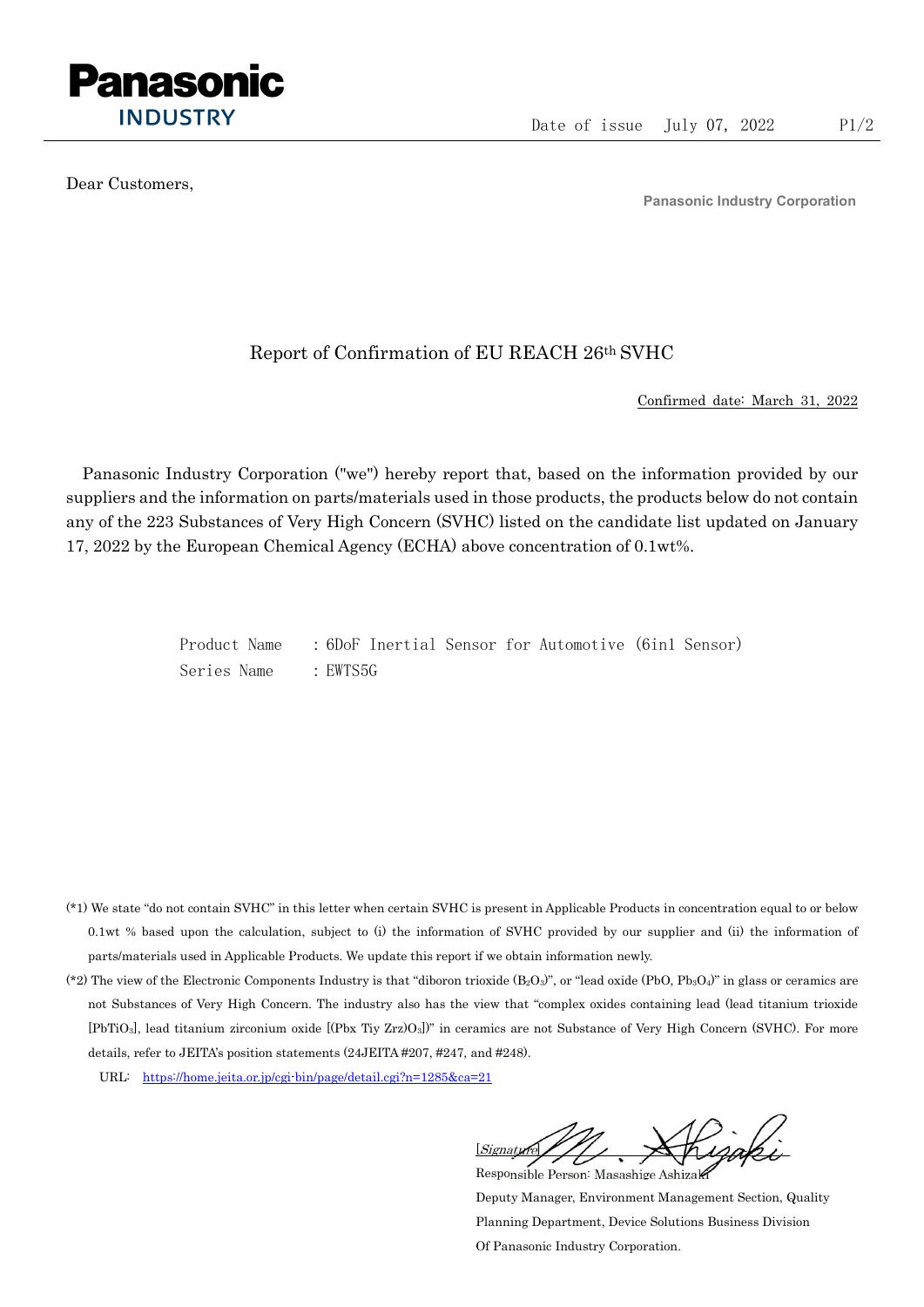Panasonic
INDUSTRY

Date of issue July 07, 2022

Dear Customers,

**Panasonic Industry Corporation**

# Report of Confirmation of EU REACH 26th SVHC

Confirmed date: March 31, 2022

Panasonic Industry Corporation ("we") hereby report that, based on the information provided by our suppliers and the information on parts/materials used in those products, the products below do not contain any of the 223 Substances of Very High Concern (SVHC) listed on the candidate list updated on January 17, 2022 by the European Chemical Agency (ECHA) above concentration of 0.1wt%.

Product Name : 6DoF Inertial Sensor for Automotive (6in1 Sensor)
Series Name : EWTS5G

(*1) We state "do not contain SVHC" in this letter when certain SVHC is present in Applicable Products in concentration equal to or below 0.1wt % based upon the calculation, subject to (i) the information of SVHC provided by our supplier and (ii) the information of parts/materials used in Applicable Products. We update this report if we obtain information newly.

(*2) The view of the Electronic Components Industry is that "diboron trioxide ($B_2O_3$)", or "lead oxide ($PbO$, $Pb_3O_4$)" in glass or ceramics are not Substances of Very High Concern. The industry also has the view that "complex oxides containing lead (lead titanium trioxide [$PbTiO_3$], lead titanium zirconium oxide [(Pbx Tiy Zrz)$O_3$])" in ceramics are not Substance of Very High Concern (SVHC). For more details, refer to JEITA's position statements (24JEITA #207, #247, and #248).

URL: https://home.jeita.or.jp/cgi-bin/page/detail.cgi?n=1285&ca=21

[Signature]
Responsible Person: Masashige Ashizaki
Deputy Manager, Environment Management Section, Quality Planning Department, Device Solutions Business Division
Of Panasonic Industry Corporation.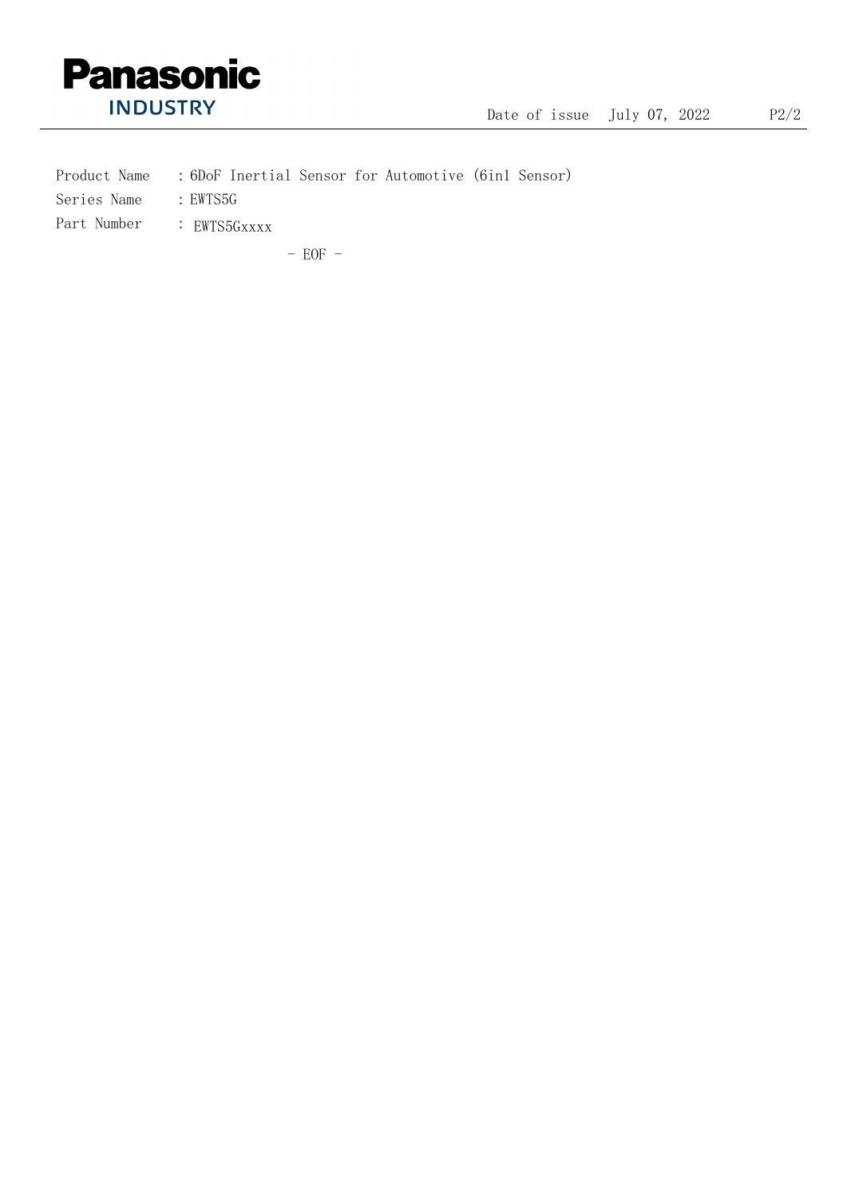Product Name : 6DoF Inertial Sensor for Automotive (6in1 Sensor)

Series Name : EWTS5G

Part Number : EWTS5Gxxxx

- EOF -